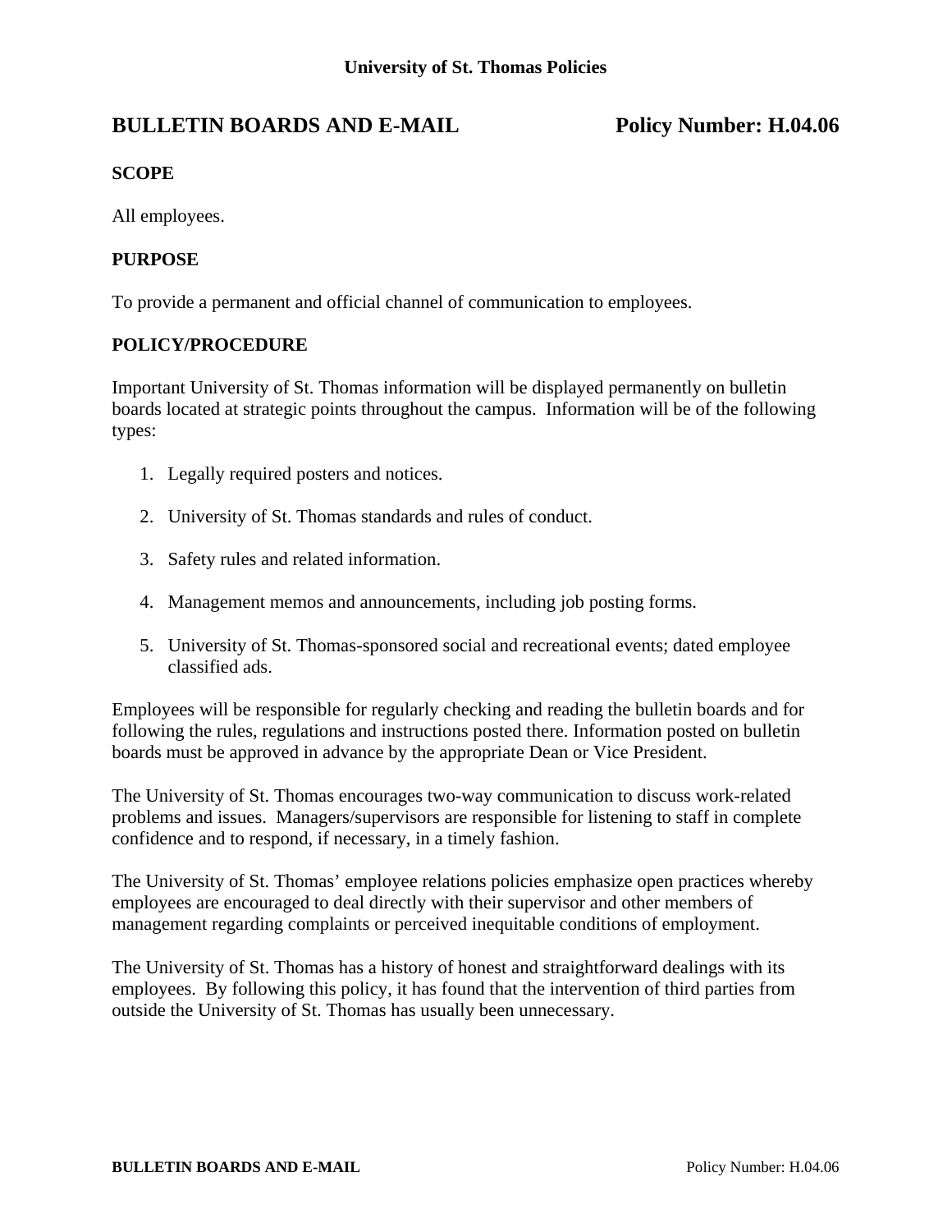University of St. Thomas Policies

# BULLETIN BOARDS AND E-MAIL — Policy Number: H.04.06

## SCOPE

All employees.

## PURPOSE

To provide a permanent and official channel of communication to employees.

## POLICY/PROCEDURE

Important University of St. Thomas information will be displayed permanently on bulletin boards located at strategic points throughout the campus. Information will be of the following types:

1. Legally required posters and notices.
2. University of St. Thomas standards and rules of conduct.
3. Safety rules and related information.
4. Management memos and announcements, including job posting forms.
5. University of St. Thomas-sponsored social and recreational events; dated employee classified ads.

Employees will be responsible for regularly checking and reading the bulletin boards and for following the rules, regulations and instructions posted there. Information posted on bulletin boards must be approved in advance by the appropriate Dean or Vice President.

The University of St. Thomas encourages two-way communication to discuss work-related problems and issues. Managers/supervisors are responsible for listening to staff in complete confidence and to respond, if necessary, in a timely fashion.

The University of St. Thomas' employee relations policies emphasize open practices whereby employees are encouraged to deal directly with their supervisor and other members of management regarding complaints or perceived inequitable conditions of employment.

The University of St. Thomas has a history of honest and straightforward dealings with its employees. By following this policy, it has found that the intervention of third parties from outside the University of St. Thomas has usually been unnecessary.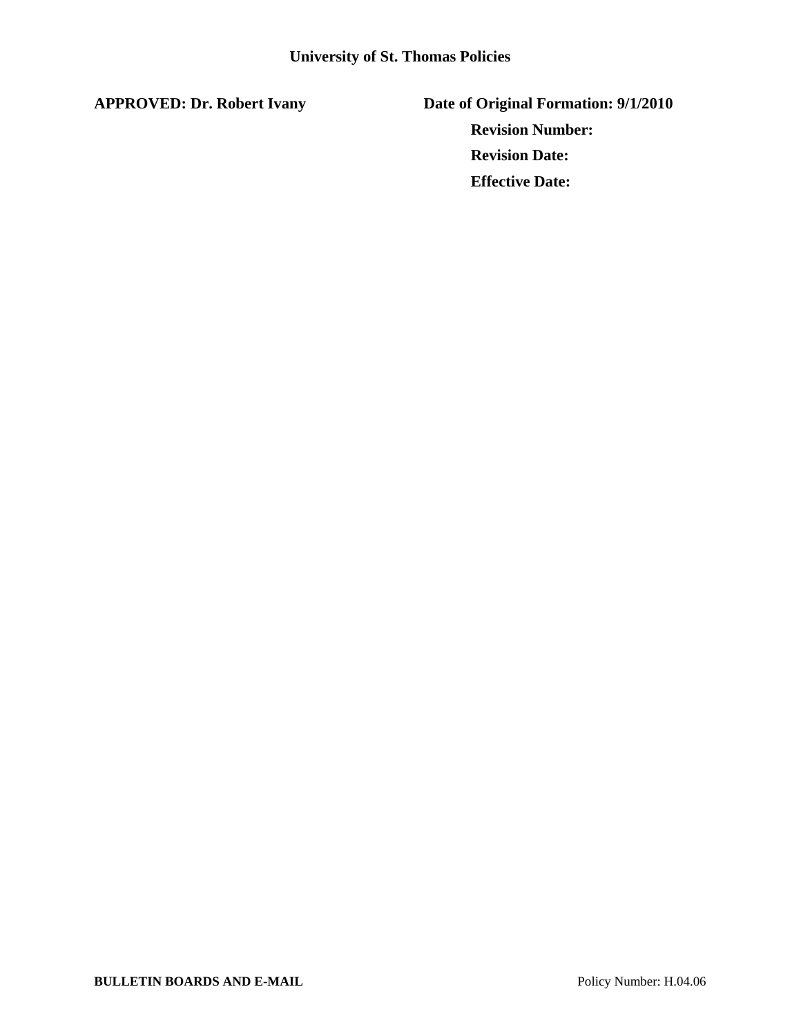**University of St. Thomas Policies**

**APPROVED: Dr. Robert Ivany**

**Date of Original Formation: 9/1/2010**

**Revision Number:**

**Revision Date:**

**Effective Date:**